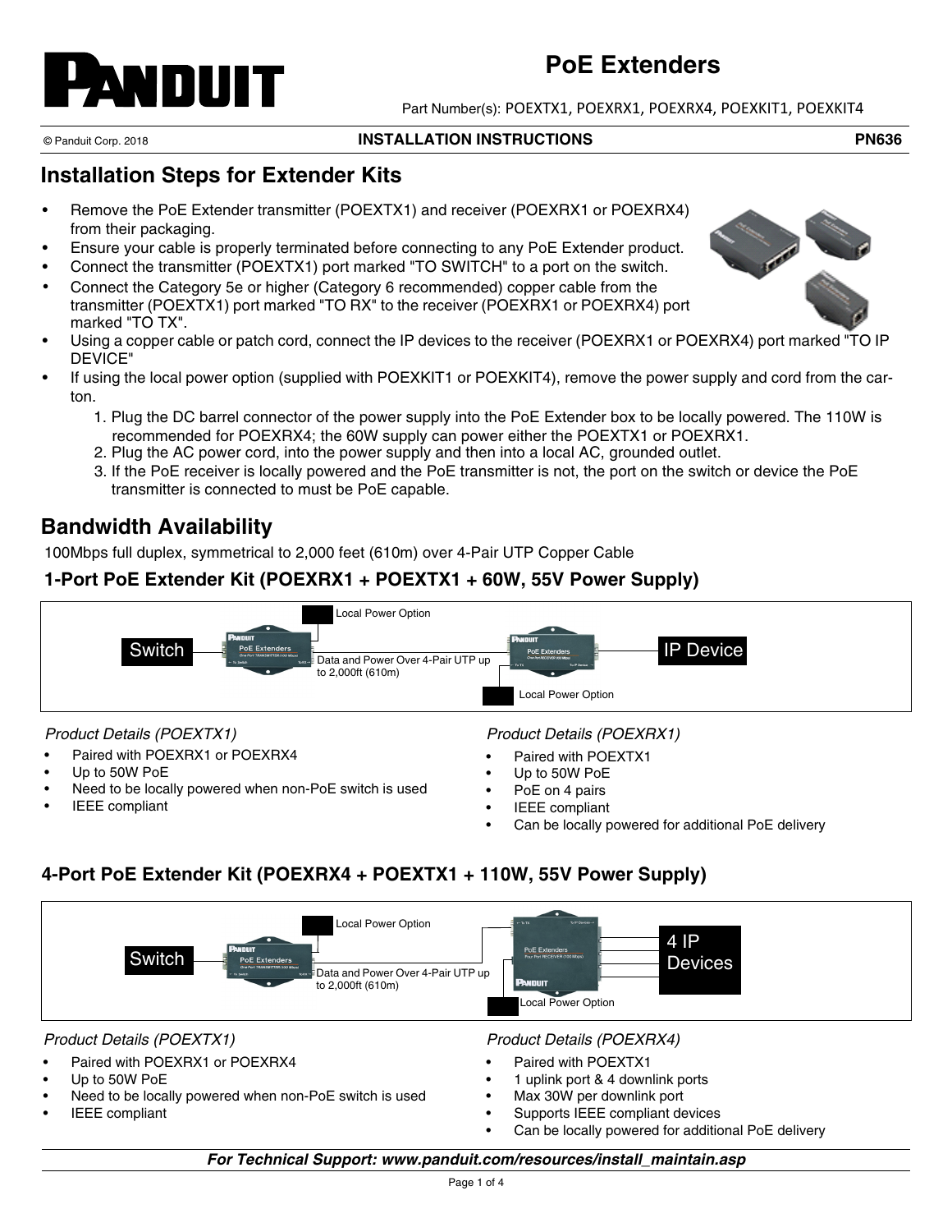# PoE Extenders

Part Number(s): POEXTX1, POEXRX1, POEXRX4, POEXKIT1, POEXKIT4

© Panduit Corp. 2018 **INSTALLATION INSTRUCTIONS** **PN636**

## Installation Steps for Extender Kits

- Remove the PoE Extender transmitter (POEXTX1) and receiver (POEXRX1 or POEXRX4) from their packaging.
- Ensure your cable is properly terminated before connecting to any PoE Extender product.
- Connect the transmitter (POEXTX1) port marked "TO SWITCH" to a port on the switch.
- Connect the Category 5e or higher (Category 6 recommended) copper cable from the transmitter (POEXTX1) port marked "TO RX" to the receiver (POEXRX1 or POEXRX4) port marked "TO TX".
- Using a copper cable or patch cord, connect the IP devices to the receiver (POEXRX1 or POEXRX4) port marked "TO IP DEVICE"
- If using the local power option (supplied with POEXKIT1 or POEXKIT4), remove the power supply and cord from the carton.
    1. Plug the DC barrel connector of the power supply into the PoE Extender box to be locally powered. The 110W is recommended for POEXRX4; the 60W supply can power either the POEXTX1 or POEXRX1.
    2. Plug the AC power cord, into the power supply and then into a local AC, grounded outlet.
    3. If the PoE receiver is locally powered and the PoE transmitter is not, the port on the switch or device the PoE transmitter is connected to must be PoE capable.

## Bandwidth Availability

100Mbps full duplex, symmetrical to 2,000 feet (610m) over 4-Pair UTP Copper Cable

### 1-Port PoE Extender Kit (POEXRX1 + POEXTX1 + 60W, 55V Power Supply)

Switch — Local Power Option — Data and Power Over 4-Pair UTP up to 2,000ft (610m) — Local Power Option — IP Device

*Product Details (POEXTX1)*

- Paired with POEXRX1 or POEXRX4
- Up to 50W PoE
- Need to be locally powered when non-PoE switch is used
- IEEE compliant

*Product Details (POEXRX1)*

- Paired with POEXTX1
- Up to 50W PoE
- PoE on 4 pairs
- IEEE compliant
- Can be locally powered for additional PoE delivery

### 4-Port PoE Extender Kit (POEXRX4 + POEXTX1 + 110W, 55V Power Supply)

Switch — Local Power Option — Data and Power Over 4-Pair UTP up to 2,000ft (610m) — Local Power Option — 4 IP Devices

*Product Details (POEXTX1)*

- Paired with POEXRX1 or POEXRX4
- Up to 50W PoE
- Need to be locally powered when non-PoE switch is used
- IEEE compliant

*Product Details (POEXRX4)*

- Paired with POEXTX1
- 1 uplink port & 4 downlink ports
- Max 30W per downlink port
- Supports IEEE compliant devices
- Can be locally powered for additional PoE delivery

***For Technical Support: www.panduit.com/resources/install_maintain.asp***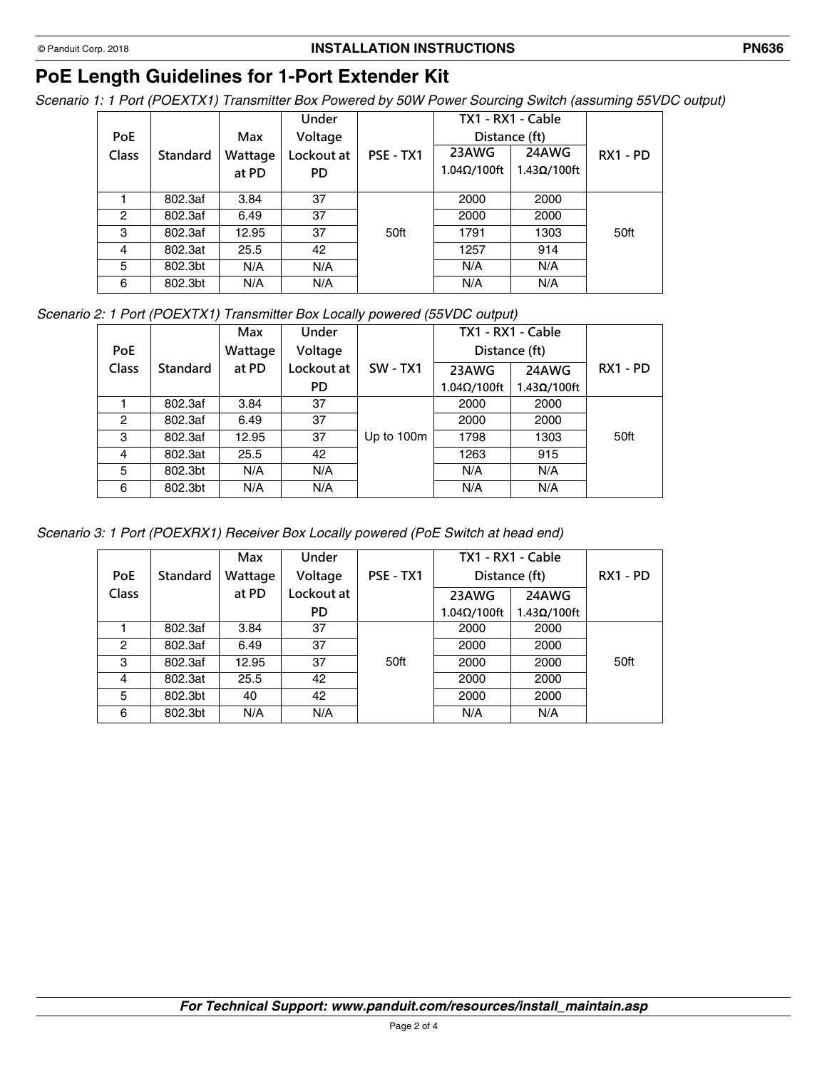# PoE Length Guidelines for 1-Port Extender Kit

*Scenario 1: 1 Port (POEXTX1) Transmitter Box Powered by 50W Power Sourcing Switch (assuming 55VDC output)*

| PoE Class | Standard | Max Wattage at PD | Under Voltage Lockout at PD | PSE - TX1 | TX1 - RX1 - Cable Distance (ft) | | RX1 - PD |
|---|---|---|---|---|---|---|---|
| | | | | | 23AWG 1.04Ω/100ft | 24AWG 1.43Ω/100ft | |
| 1 | 802.3af | 3.84 | 37 | 50ft | 2000 | 2000 | 50ft |
| 2 | 802.3af | 6.49 | 37 | | 2000 | 2000 | |
| 3 | 802.3af | 12.95 | 37 | | 1791 | 1303 | |
| 4 | 802.3at | 25.5 | 42 | | 1257 | 914 | |
| 5 | 802.3bt | N/A | N/A | | N/A | N/A | |
| 6 | 802.3bt | N/A | N/A | | N/A | N/A | |

*Scenario 2: 1 Port (POEXTX1) Transmitter Box Locally powered (55VDC output)*

| PoE Class | Standard | Max Wattage at PD | Under Voltage Lockout at PD | SW - TX1 | TX1 - RX1 - Cable Distance (ft) | | RX1 - PD |
|---|---|---|---|---|---|---|---|
| | | | | | 23AWG 1.04Ω/100ft | 24AWG 1.43Ω/100ft | |
| 1 | 802.3af | 3.84 | 37 | Up to 100m | 2000 | 2000 | 50ft |
| 2 | 802.3af | 6.49 | 37 | | 2000 | 2000 | |
| 3 | 802.3af | 12.95 | 37 | | 1798 | 1303 | |
| 4 | 802.3at | 25.5 | 42 | | 1263 | 915 | |
| 5 | 802.3bt | N/A | N/A | | N/A | N/A | |
| 6 | 802.3bt | N/A | N/A | | N/A | N/A | |

*Scenario 3: 1 Port (POEXRX1) Receiver Box Locally powered (PoE Switch at head end)*

| PoE Class | Standard | Max Wattage at PD | Under Voltage Lockout at PD | PSE - TX1 | TX1 - RX1 - Cable Distance (ft) | | RX1 - PD |
|---|---|---|---|---|---|---|---|
| | | | | | 23AWG 1.04Ω/100ft | 24AWG 1.43Ω/100ft | |
| 1 | 802.3af | 3.84 | 37 | 50ft | 2000 | 2000 | 50ft |
| 2 | 802.3af | 6.49 | 37 | | 2000 | 2000 | |
| 3 | 802.3af | 12.95 | 37 | | 2000 | 2000 | |
| 4 | 802.3at | 25.5 | 42 | | 2000 | 2000 | |
| 5 | 802.3bt | 40 | 42 | | 2000 | 2000 | |
| 6 | 802.3bt | N/A | N/A | | N/A | N/A | |

***For Technical Support: www.panduit.com/resources/install_maintain.asp***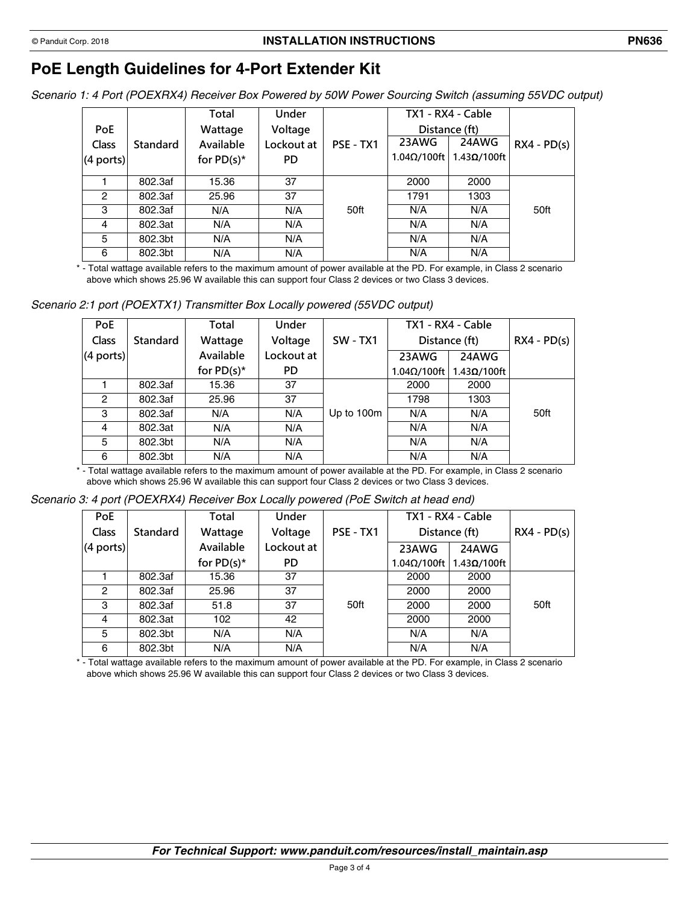# PoE Length Guidelines for 4-Port Extender Kit

*Scenario 1: 4 Port (POEXRX4) Receiver Box Powered by 50W Power Sourcing Switch (assuming 55VDC output)*

| PoE Class (4 ports) | Standard | Total Wattage Available for PD(s)* | Under Voltage Lockout at PD | PSE - TX1 | TX1 - RX4 - Cable Distance (ft) | | RX4 - PD(s) |
|---|---|---|---|---|---|---|---|
| | | | | | 23AWG 1.04Ω/100ft | 24AWG 1.43Ω/100ft | |
| 1 | 802.3af | 15.36 | 37 | 50ft | 2000 | 2000 | 50ft |
| 2 | 802.3af | 25.96 | 37 | | 1791 | 1303 | |
| 3 | 802.3af | N/A | N/A | | N/A | N/A | |
| 4 | 802.3at | N/A | N/A | | N/A | N/A | |
| 5 | 802.3bt | N/A | N/A | | N/A | N/A | |
| 6 | 802.3bt | N/A | N/A | | N/A | N/A | |

\* - Total wattage available refers to the maximum amount of power available at the PD. For example, in Class 2 scenario above which shows 25.96 W available this can support four Class 2 devices or two Class 3 devices.

*Scenario 2:1 port (POEXTX1) Transmitter Box Locally powered (55VDC output)*

| PoE Class (4 ports) | Standard | Total Wattage Available for PD(s)* | Under Voltage Lockout at PD | SW - TX1 | TX1 - RX4 - Cable Distance (ft) | | RX4 - PD(s) |
|---|---|---|---|---|---|---|---|
| | | | | | 23AWG 1.04Ω/100ft | 24AWG 1.43Ω/100ft | |
| 1 | 802.3af | 15.36 | 37 | Up to 100m | 2000 | 2000 | 50ft |
| 2 | 802.3af | 25.96 | 37 | | 1798 | 1303 | |
| 3 | 802.3af | N/A | N/A | | N/A | N/A | |
| 4 | 802.3at | N/A | N/A | | N/A | N/A | |
| 5 | 802.3bt | N/A | N/A | | N/A | N/A | |
| 6 | 802.3bt | N/A | N/A | | N/A | N/A | |

\* - Total wattage available refers to the maximum amount of power available at the PD. For example, in Class 2 scenario above which shows 25.96 W available this can support four Class 2 devices or two Class 3 devices.

*Scenario 3: 4 port (POEXRX4) Receiver Box Locally powered (PoE Switch at head end)*

| PoE Class (4 ports) | Standard | Total Wattage Available for PD(s)* | Under Voltage Lockout at PD | PSE - TX1 | TX1 - RX4 - Cable Distance (ft) | | RX4 - PD(s) |
|---|---|---|---|---|---|---|---|
| | | | | | 23AWG 1.04Ω/100ft | 24AWG 1.43Ω/100ft | |
| 1 | 802.3af | 15.36 | 37 | 50ft | 2000 | 2000 | 50ft |
| 2 | 802.3af | 25.96 | 37 | | 2000 | 2000 | |
| 3 | 802.3af | 51.8 | 37 | | 2000 | 2000 | |
| 4 | 802.3at | 102 | 42 | | 2000 | 2000 | |
| 5 | 802.3bt | N/A | N/A | | N/A | N/A | |
| 6 | 802.3bt | N/A | N/A | | N/A | N/A | |

\* - Total wattage available refers to the maximum amount of power available at the PD. For example, in Class 2 scenario above which shows 25.96 W available this can support four Class 2 devices or two Class 3 devices.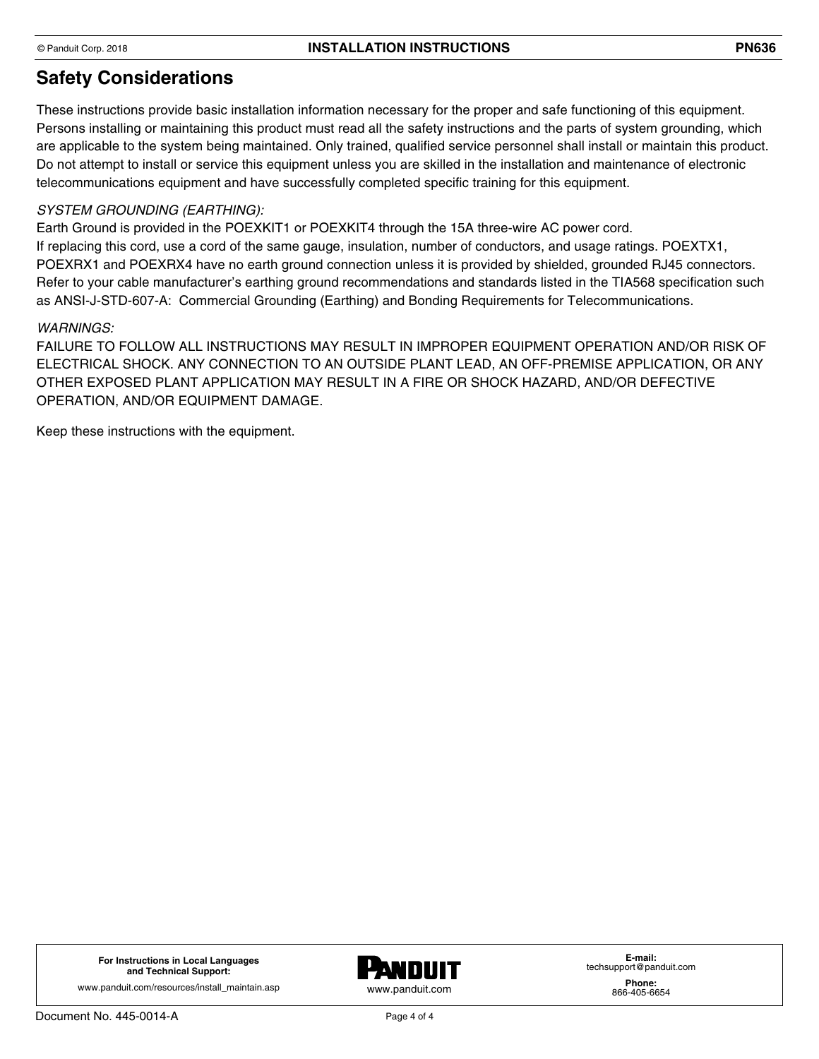## Safety Considerations

These instructions provide basic installation information necessary for the proper and safe functioning of this equipment. Persons installing or maintaining this product must read all the safety instructions and the parts of system grounding, which are applicable to the system being maintained. Only trained, qualified service personnel shall install or maintain this product. Do not attempt to install or service this equipment unless you are skilled in the installation and maintenance of electronic telecommunications equipment and have successfully completed specific training for this equipment.

*SYSTEM GROUNDING (EARTHING):*

Earth Ground is provided in the POEXKIT1 or POEXKIT4 through the 15A three-wire AC power cord.
If replacing this cord, use a cord of the same gauge, insulation, number of conductors, and usage ratings. POEXTX1, POEXRX1 and POEXRX4 have no earth ground connection unless it is provided by shielded, grounded RJ45 connectors. Refer to your cable manufacturer's earthing ground recommendations and standards listed in the TIA568 specification such as ANSI-J-STD-607-A: Commercial Grounding (Earthing) and Bonding Requirements for Telecommunications.

*WARNINGS:*

FAILURE TO FOLLOW ALL INSTRUCTIONS MAY RESULT IN IMPROPER EQUIPMENT OPERATION AND/OR RISK OF ELECTRICAL SHOCK. ANY CONNECTION TO AN OUTSIDE PLANT LEAD, AN OFF-PREMISE APPLICATION, OR ANY OTHER EXPOSED PLANT APPLICATION MAY RESULT IN A FIRE OR SHOCK HAZARD, AND/OR DEFECTIVE OPERATION, AND/OR EQUIPMENT DAMAGE.

Keep these instructions with the equipment.

| | | |
|---|---|---|
| **For Instructions in Local Languages and Technical Support:**<br>www.panduit.com/resources/install_maintain.asp | PANDUIT<br>www.panduit.com | **E-mail:**<br>techsupport@panduit.com<br>**Phone:**<br>866-405-6654 |

Document No. 445-0014-A